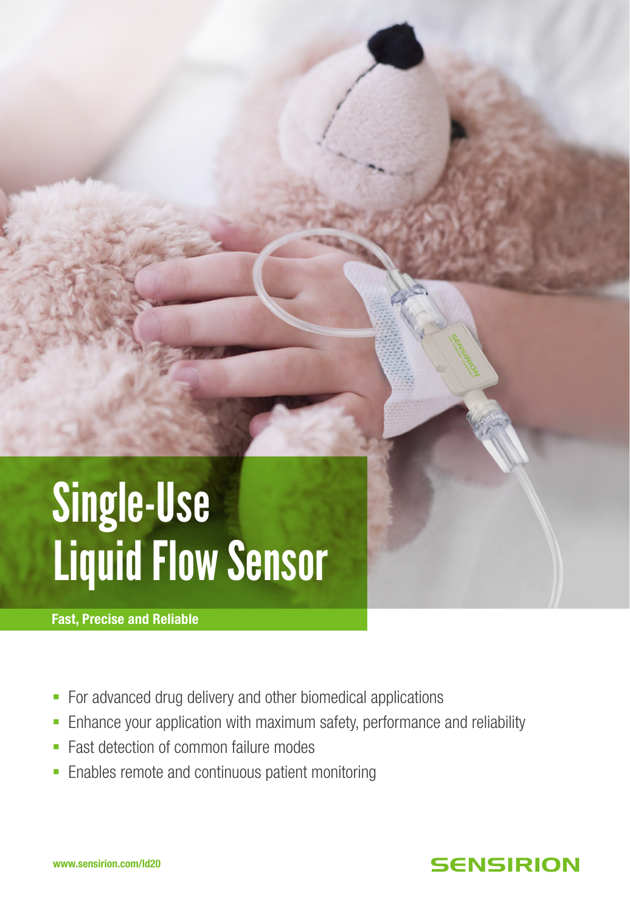# Single-Use Liquid Flow Sensor

**Fast, Precise and Reliable**

- For advanced drug delivery and other biomedical applications
- Enhance your application with maximum safety, performance and reliability
- Fast detection of common failure modes
- Enables remote and continuous patient monitoring

www.sensirion.com/ld20

SENSIRION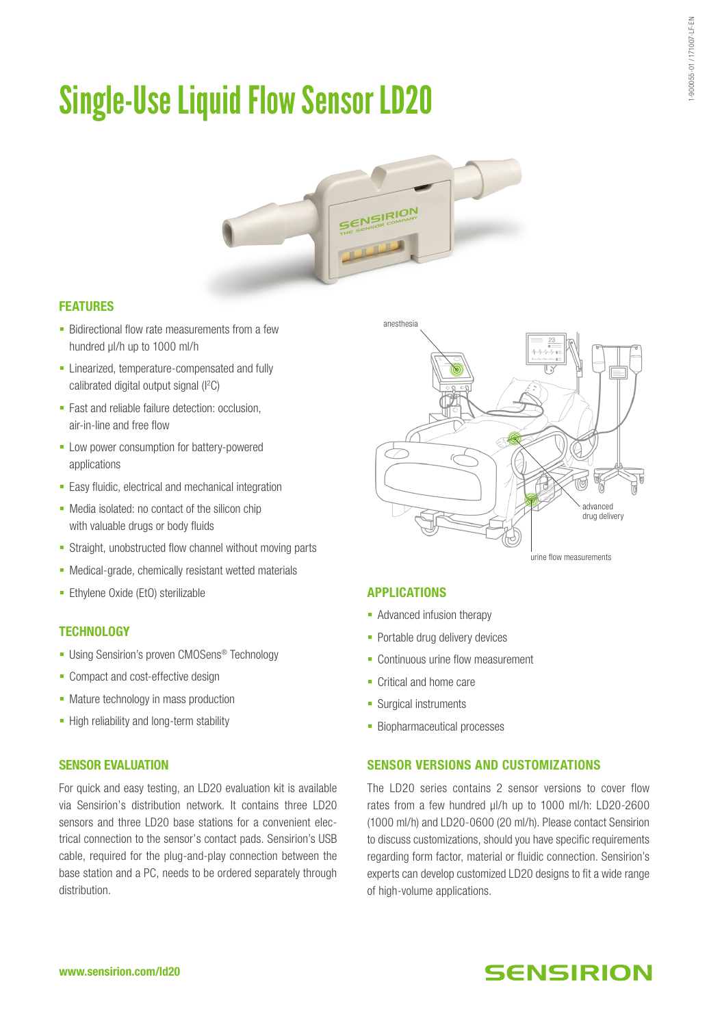# Single-Use Liquid Flow Sensor LD20

## FEATURES

- Bidirectional flow rate measurements from a few hundred µl/h up to 1000 ml/h
- Linearized, temperature-compensated and fully calibrated digital output signal (I²C)
- Fast and reliable failure detection: occlusion, air-in-line and free flow
- Low power consumption for battery-powered applications
- Easy fluidic, electrical and mechanical integration
- Media isolated: no contact of the silicon chip with valuable drugs or body fluids
- Straight, unobstructed flow channel without moving parts
- Medical-grade, chemically resistant wetted materials
- Ethylene Oxide (EtO) sterilizable

## TECHNOLOGY

- Using Sensirion's proven CMOSens® Technology
- Compact and cost-effective design
- Mature technology in mass production
- High reliability and long-term stability

## SENSOR EVALUATION

For quick and easy testing, an LD20 evaluation kit is available via Sensirion's distribution network. It contains three LD20 sensors and three LD20 base stations for a convenient electrical connection to the sensor's contact pads. Sensirion's USB cable, required for the plug-and-play connection between the base station and a PC, needs to be ordered separately through distribution.

anesthesia

advanced drug delivery

urine flow measurements

## APPLICATIONS

- Advanced infusion therapy
- Portable drug delivery devices
- Continuous urine flow measurement
- Critical and home care
- Surgical instruments
- Biopharmaceutical processes

## SENSOR VERSIONS AND CUSTOMIZATIONS

The LD20 series contains 2 sensor versions to cover flow rates from a few hundred µl/h up to 1000 ml/h: LD20-2600 (1000 ml/h) and LD20-0600 (20 ml/h). Please contact Sensirion to discuss customizations, should you have specific requirements regarding form factor, material or fluidic connection. Sensirion's experts can develop customized LD20 designs to fit a wide range of high-volume applications.

www.sensirion.com/ld20

SENSIRION